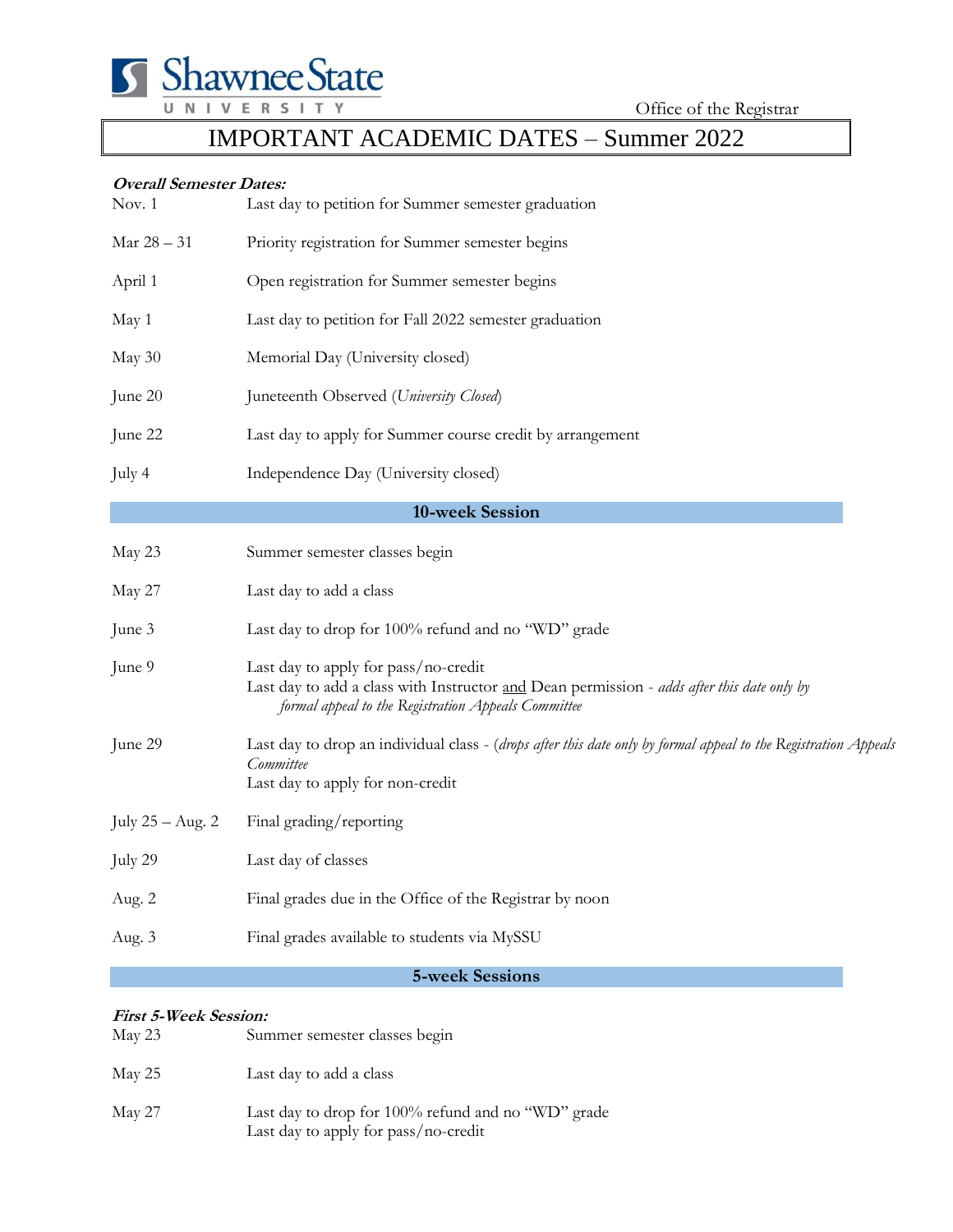Shawnee State University

Office of the Registrar

# IMPORTANT ACADEMIC DATES – Summer 2022

***Overall Semester Dates:***

| | |
|---|---|
| Nov. 1 | Last day to petition for Summer semester graduation |
| Mar 28 – 31 | Priority registration for Summer semester begins |
| April 1 | Open registration for Summer semester begins |
| May 1 | Last day to petition for Fall 2022 semester graduation |
| May 30 | Memorial Day (University closed) |
| June 20 | Juneteenth Observed (*University Closed*) |
| June 22 | Last day to apply for Summer course credit by arrangement |
| July 4 | Independence Day (University closed) |

## 10-week Session

| | |
|---|---|
| May 23 | Summer semester classes begin |
| May 27 | Last day to add a class |
| June 3 | Last day to drop for 100% refund and no "WD" grade |
| June 9 | Last day to apply for pass/no-credit<br>Last day to add a class with Instructor and Dean permission - *adds after this date only by formal appeal to the Registration Appeals Committee* |
| June 29 | Last day to drop an individual class - (*drops after this date only by formal appeal to the Registration Appeals Committee*<br>Last day to apply for non-credit |
| July 25 – Aug. 2 | Final grading/reporting |
| July 29 | Last day of classes |
| Aug. 2 | Final grades due in the Office of the Registrar by noon |
| Aug. 3 | Final grades available to students via MySSU |

## 5-week Sessions

***First 5-Week Session:***

| | |
|---|---|
| May 23 | Summer semester classes begin |
| May 25 | Last day to add a class |
| May 27 | Last day to drop for 100% refund and no "WD" grade<br>Last day to apply for pass/no-credit |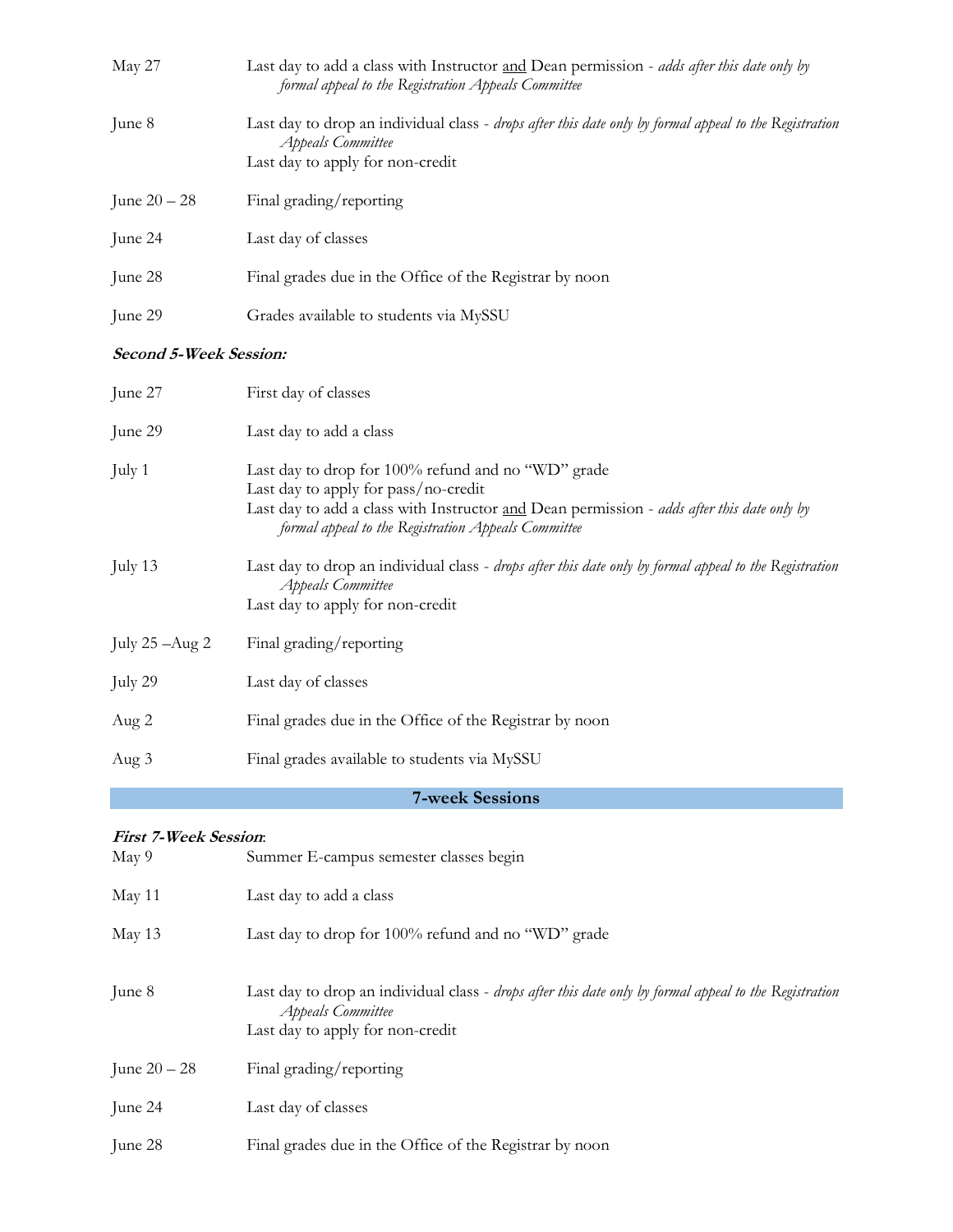| | |
|---|---|
| May 27 | Last day to add a class with Instructor <u>and</u> Dean permission - *adds after this date only by formal appeal to the Registration Appeals Committee* |
| June 8 | Last day to drop an individual class - *drops after this date only by formal appeal to the Registration Appeals Committee*<br>Last day to apply for non-credit |
| June 20 – 28 | Final grading/reporting |
| June 24 | Last day of classes |
| June 28 | Final grades due in the Office of the Registrar by noon |
| June 29 | Grades available to students via MySSU |

***Second 5-Week Session:***

| | |
|---|---|
| June 27 | First day of classes |
| June 29 | Last day to add a class |
| July 1 | Last day to drop for 100% refund and no "WD" grade<br>Last day to apply for pass/no-credit<br>Last day to add a class with Instructor <u>and</u> Dean permission - *adds after this date only by formal appeal to the Registration Appeals Committee* |
| July 13 | Last day to drop an individual class - *drops after this date only by formal appeal to the Registration Appeals Committee*<br>Last day to apply for non-credit |
| July 25 –Aug 2 | Final grading/reporting |
| July 29 | Last day of classes |
| Aug 2 | Final grades due in the Office of the Registrar by noon |
| Aug 3 | Final grades available to students via MySSU |

## 7-week Sessions

***First 7-Week Session***:

| | |
|---|---|
| May 9 | Summer E-campus semester classes begin |
| May 11 | Last day to add a class |
| May 13 | Last day to drop for 100% refund and no "WD" grade |
| June 8 | Last day to drop an individual class - *drops after this date only by formal appeal to the Registration Appeals Committee*<br>Last day to apply for non-credit |
| June 20 – 28 | Final grading/reporting |
| June 24 | Last day of classes |
| June 28 | Final grades due in the Office of the Registrar by noon |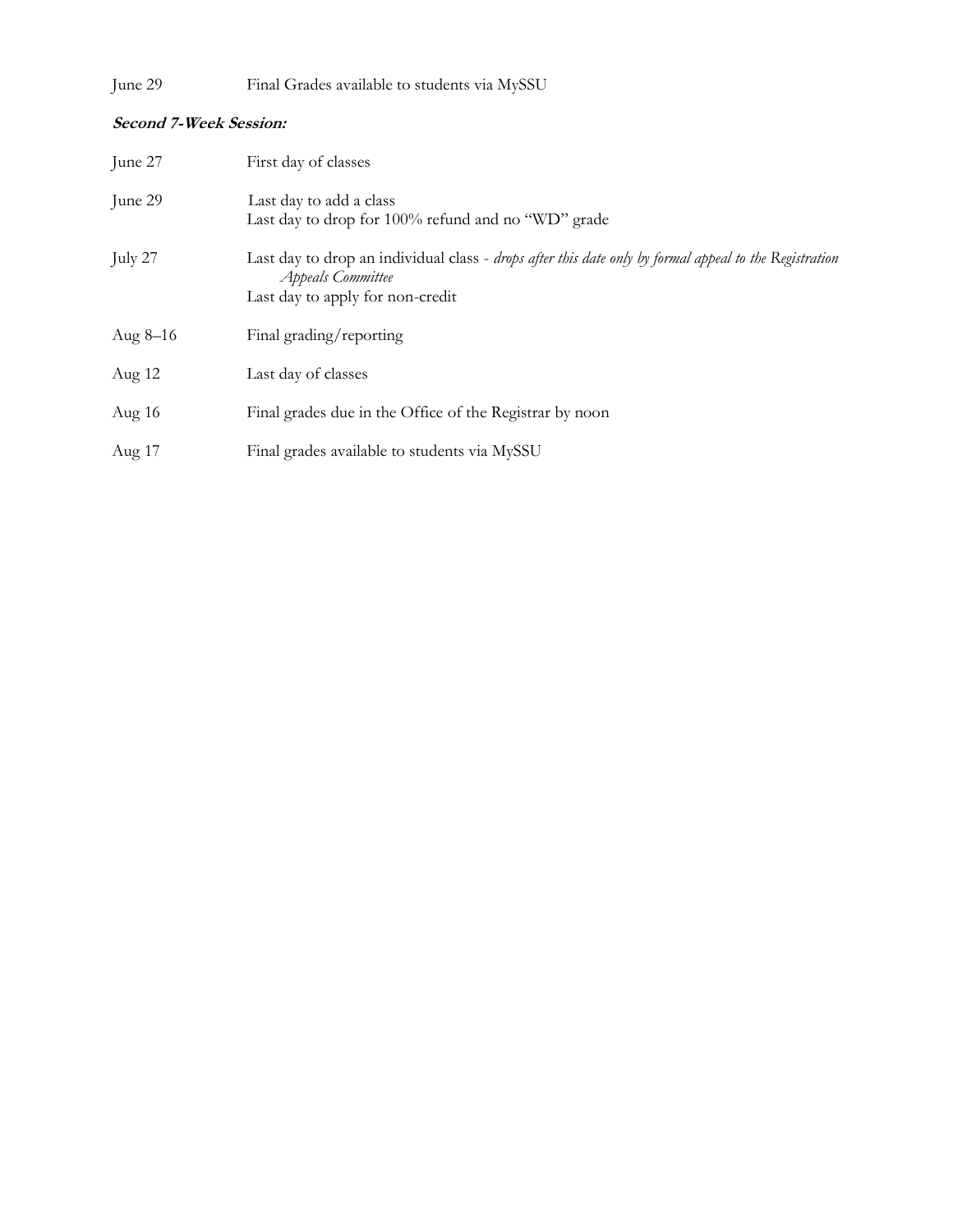| | |
|---|---|
| June 29 | Final Grades available to students via MySSU |

***Second 7-Week Session:***

| | |
|---|---|
| June 27 | First day of classes |
| June 29 | Last day to add a class<br>Last day to drop for 100% refund and no "WD" grade |
| July 27 | Last day to drop an individual class - *drops after this date only by formal appeal to the Registration Appeals Committee*<br>Last day to apply for non-credit |
| Aug 8–16 | Final grading/reporting |
| Aug 12 | Last day of classes |
| Aug 16 | Final grades due in the Office of the Registrar by noon |
| Aug 17 | Final grades available to students via MySSU |